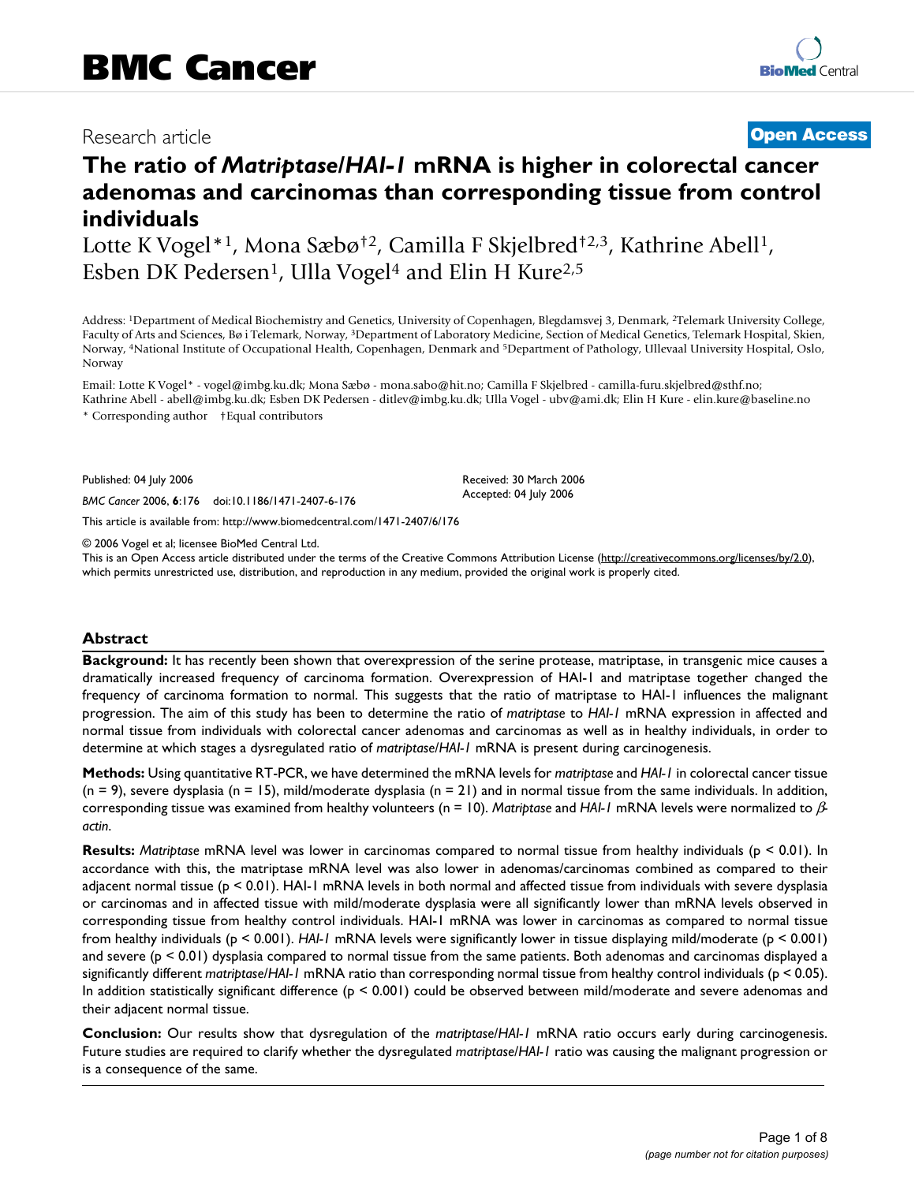Research article

**Open Access**

# The ratio of *Matriptase/HAI-1* mRNA is higher in colorectal cancer adenomas and carcinomas than corresponding tissue from control individuals

Lotte K Vogel*[1], Mona Sæbø†[2], Camilla F Skjelbred†[2,3], Kathrine Abell[1], Esben DK Pedersen[1], Ulla Vogel[4] and Elin H Kure[2,5]

Address: [1]Department of Medical Biochemistry and Genetics, University of Copenhagen, Blegdamsvej 3, Denmark, [2]Telemark University College, Faculty of Arts and Sciences, Bø i Telemark, Norway, [3]Department of Laboratory Medicine, Section of Medical Genetics, Telemark Hospital, Skien, Norway, [4]National Institute of Occupational Health, Copenhagen, Denmark and [5]Department of Pathology, Ullevaal University Hospital, Oslo, Norway

Email: Lotte K Vogel* - vogel@imbg.ku.dk; Mona Sæbø - mona.sabo@hit.no; Camilla F Skjelbred - camilla-furu.skjelbred@sthf.no; Kathrine Abell - abell@imbg.ku.dk; Esben DK Pedersen - ditlev@imbg.ku.dk; Ulla Vogel - ubv@ami.dk; Elin H Kure - elin.kure@baseline.no

\* Corresponding author †Equal contributors

Published: 04 July 2006

*BMC Cancer* 2006, **6**:176 doi:10.1186/1471-2407-6-176

Received: 30 March 2006
Accepted: 04 July 2006

This article is available from: http://www.biomedcentral.com/1471-2407/6/176

© 2006 Vogel et al; licensee BioMed Central Ltd.

This is an Open Access article distributed under the terms of the Creative Commons Attribution License (http://creativecommons.org/licenses/by/2.0), which permits unrestricted use, distribution, and reproduction in any medium, provided the original work is properly cited.

## Abstract

**Background:** It has recently been shown that overexpression of the serine protease, matriptase, in transgenic mice causes a dramatically increased frequency of carcinoma formation. Overexpression of HAI-1 and matriptase together changed the frequency of carcinoma formation to normal. This suggests that the ratio of matriptase to HAI-1 influences the malignant progression. The aim of this study has been to determine the ratio of *matriptase* to *HAI-1* mRNA expression in affected and normal tissue from individuals with colorectal cancer adenomas and carcinomas as well as in healthy individuals, in order to determine at which stages a dysregulated ratio of *matriptase/HAI-1* mRNA is present during carcinogenesis.

**Methods:** Using quantitative RT-PCR, we have determined the mRNA levels for *matriptase* and *HAI-1* in colorectal cancer tissue ($n = 9$), severe dysplasia ($n = 15$), mild/moderate dysplasia ($n = 21$) and in normal tissue from the same individuals. In addition, corresponding tissue was examined from healthy volunteers ($n = 10$). *Matriptase* and *HAI-1* mRNA levels were normalized to *$\beta$-actin*.

**Results:** *Matriptase* mRNA level was lower in carcinomas compared to normal tissue from healthy individuals ($p < 0.01$). In accordance with this, the matriptase mRNA level was also lower in adenomas/carcinomas combined as compared to their adjacent normal tissue ($p < 0.01$). HAI-1 mRNA levels in both normal and affected tissue from individuals with severe dysplasia or carcinomas and in affected tissue with mild/moderate dysplasia were all significantly lower than mRNA levels observed in corresponding tissue from healthy control individuals. HAI-1 mRNA was lower in carcinomas as compared to normal tissue from healthy individuals ($p < 0.001$). *HAI-1* mRNA levels were significantly lower in tissue displaying mild/moderate ($p < 0.001$) and severe ($p < 0.01$) dysplasia compared to normal tissue from the same patients. Both adenomas and carcinomas displayed a significantly different *matriptase/HAI-1* mRNA ratio than corresponding normal tissue from healthy control individuals ($p < 0.05$). In addition statistically significant difference ($p < 0.001$) could be observed between mild/moderate and severe adenomas and their adjacent normal tissue.

**Conclusion:** Our results show that dysregulation of the *matriptase/HAI-1* mRNA ratio occurs early during carcinogenesis. Future studies are required to clarify whether the dysregulated *matriptase/HAI-1* ratio was causing the malignant progression or is a consequence of the same.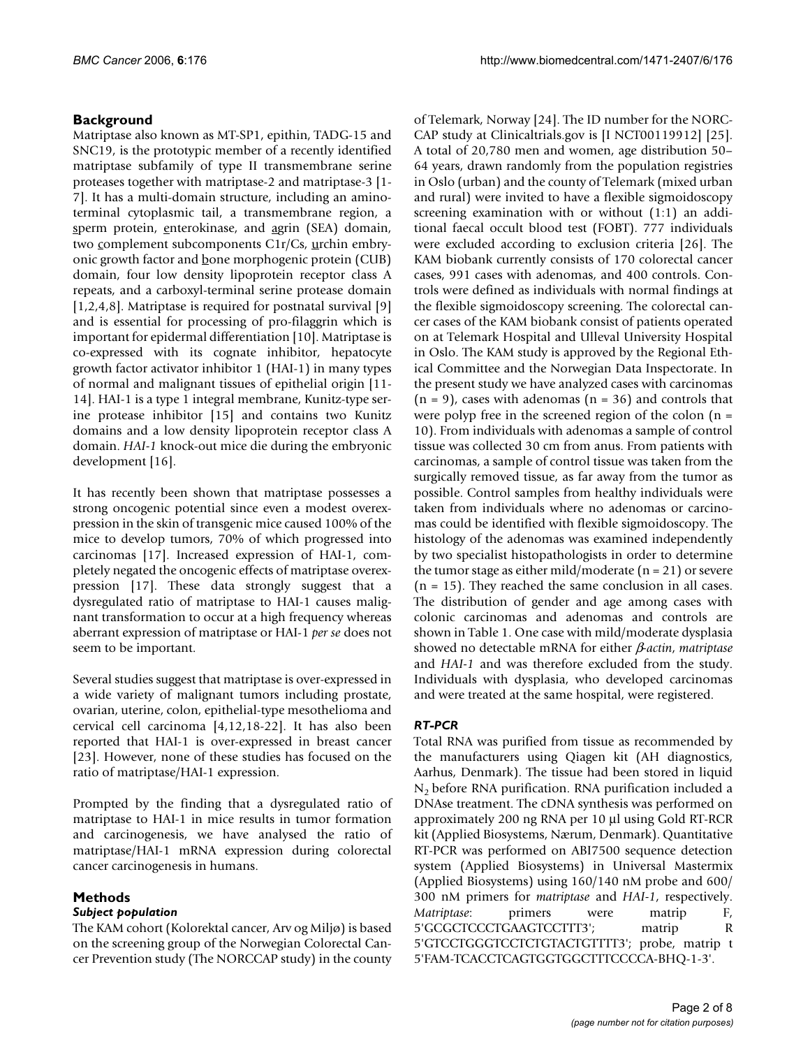## Background

Matriptase also known as MT-SP1, epithin, TADG-15 and SNC19, is the prototypic member of a recently identified matriptase subfamily of type II transmembrane serine proteases together with matriptase-2 and matriptase-3 [1-7]. It has a multi-domain structure, including an amino-terminal cytoplasmic tail, a transmembrane region, a sperm protein, enterokinase, and agrin (SEA) domain, two complement subcomponents C1r/Cs, urchin embryonic growth factor and bone morphogenic protein (CUB) domain, four low density lipoprotein receptor class A repeats, and a carboxyl-terminal serine protease domain [1,2,4,8]. Matriptase is required for postnatal survival [9] and is essential for processing of pro-filaggrin which is important for epidermal differentiation [10]. Matriptase is co-expressed with its cognate inhibitor, hepatocyte growth factor activator inhibitor 1 (HAI-1) in many types of normal and malignant tissues of epithelial origin [11-14]. HAI-1 is a type 1 integral membrane, Kunitz-type serine protease inhibitor [15] and contains two Kunitz domains and a low density lipoprotein receptor class A domain. *HAI-1* knock-out mice die during the embryonic development [16].

It has recently been shown that matriptase possesses a strong oncogenic potential since even a modest overexpression in the skin of transgenic mice caused 100% of the mice to develop tumors, 70% of which progressed into carcinomas [17]. Increased expression of HAI-1, completely negated the oncogenic effects of matriptase overexpression [17]. These data strongly suggest that a dysregulated ratio of matriptase to HAI-1 causes malignant transformation to occur at a high frequency whereas aberrant expression of matriptase or HAI-1 *per se* does not seem to be important.

Several studies suggest that matriptase is over-expressed in a wide variety of malignant tumors including prostate, ovarian, uterine, colon, epithelial-type mesothelioma and cervical cell carcinoma [4,12,18-22]. It has also been reported that HAI-1 is over-expressed in breast cancer [23]. However, none of these studies has focused on the ratio of matriptase/HAI-1 expression.

Prompted by the finding that a dysregulated ratio of matriptase to HAI-1 in mice results in tumor formation and carcinogenesis, we have analysed the ratio of matriptase/HAI-1 mRNA expression during colorectal cancer carcinogenesis in humans.

## Methods

### Subject population

The KAM cohort (Kolorektal cancer, Arv og Miljø) is based on the screening group of the Norwegian Colorectal Cancer Prevention study (The NORCCAP study) in the county of Telemark, Norway [24]. The ID number for the NORCCAP study at Clinicaltrials.gov is [I NCT00119912] [25]. A total of 20,780 men and women, age distribution 50–64 years, drawn randomly from the population registries in Oslo (urban) and the county of Telemark (mixed urban and rural) were invited to have a flexible sigmoidoscopy screening examination with or without (1:1) an additional faecal occult blood test (FOBT). 777 individuals were excluded according to exclusion criteria [26]. The KAM biobank currently consists of 170 colorectal cancer cases, 991 cases with adenomas, and 400 controls. Controls were defined as individuals with normal findings at the flexible sigmoidoscopy screening. The colorectal cancer cases of the KAM biobank consist of patients operated on at Telemark Hospital and Ulleval University Hospital in Oslo. The KAM study is approved by the Regional Ethical Committee and the Norwegian Data Inspectorate. In the present study we have analyzed cases with carcinomas (n = 9), cases with adenomas (n = 36) and controls that were polyp free in the screened region of the colon (n = 10). From individuals with adenomas a sample of control tissue was collected 30 cm from anus. From patients with carcinomas, a sample of control tissue was taken from the surgically removed tissue, as far away from the tumor as possible. Control samples from healthy individuals were taken from individuals where no adenomas or carcinomas could be identified with flexible sigmoidoscopy. The histology of the adenomas was examined independently by two specialist histopathologists in order to determine the tumor stage as either mild/moderate (n = 21) or severe (n = 15). They reached the same conclusion in all cases. The distribution of gender and age among cases with colonic carcinomas and adenomas and controls are shown in Table 1. One case with mild/moderate dysplasia showed no detectable mRNA for either *β-actin*, *matriptase* and *HAI-1* and was therefore excluded from the study. Individuals with dysplasia, who developed carcinomas and were treated at the same hospital, were registered.

### RT-PCR

Total RNA was purified from tissue as recommended by the manufacturers using Qiagen kit (AH diagnostics, Aarhus, Denmark). The tissue had been stored in liquid $N_2$ before RNA purification. RNA purification included a DNAse treatment. The cDNA synthesis was performed on approximately 200 ng RNA per 10 µl using Gold RT-RCR kit (Applied Biosystems, Nærum, Denmark). Quantitative RT-PCR was performed on ABI7500 sequence detection system (Applied Biosystems) in Universal Mastermix (Applied Biosystems) using 160/140 nM probe and 600/300 nM primers for *matriptase* and *HAI-1*, respectively. *Matriptase*: primers were matrip F, 5'GCGCTCCCTGAAGTCCTTT3'; matrip R 5'GTCCTGGGTCCTCTGTACTGTTTT3'; probe, matrip t 5'FAM-TCACCTCAGTGGTGGCTTTCCCCA-BHQ-1-3'.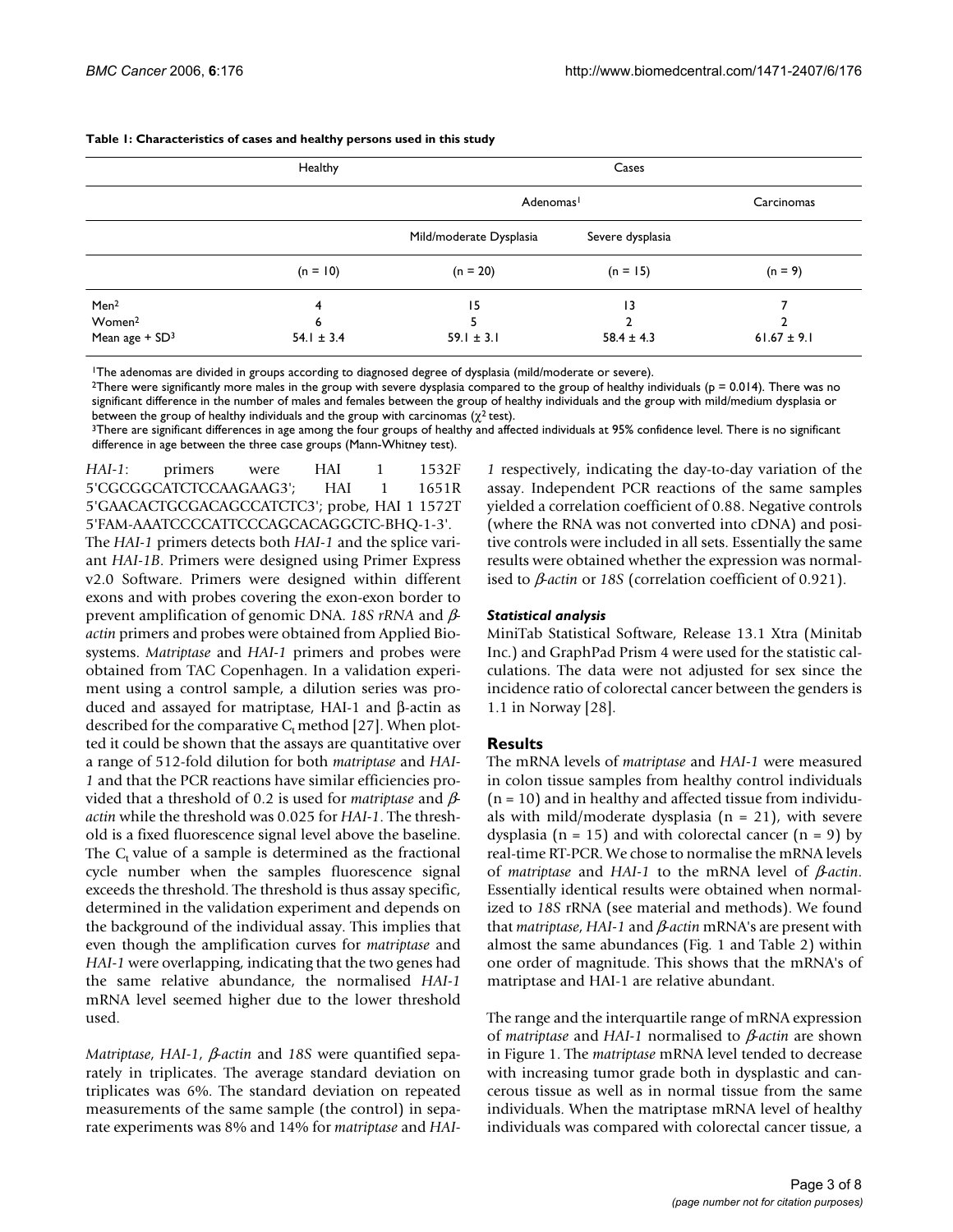**Table 1: Characteristics of cases and healthy persons used in this study**

| | Healthy | Cases | | |
|---|---|---|---|---|
| | | Adenomas[1] | | Carcinomas |
| | | Mild/moderate Dysplasia | Severe dysplasia | |
| | (n = 10) | (n = 20) | (n = 15) | (n = 9) |
| Men[2] | 4 | 15 | 13 | 7 |
| Women[2] | 6 | 5 | 2 | 2 |
| Mean age + SD[3] | 54.1 ± 3.4 | 59.1 ± 3.1 | 58.4 ± 4.3 | 61.67 ± 9.1 |

[1]The adenomas are divided in groups according to diagnosed degree of dysplasia (mild/moderate or severe).
[2]There were significantly more males in the group with severe dysplasia compared to the group of healthy individuals (p = 0.014). There was no significant difference in the number of males and females between the group of healthy individuals and the group with mild/medium dysplasia or between the group of healthy individuals and the group with carcinomas ($\chi^2$ test).
[3]There are significant differences in age among the four groups of healthy and affected individuals at 95% confidence level. There is no significant difference in age between the three case groups (Mann-Whitney test).

*HAI-1*: primers were HAI 1 1532F 5'CGCGGCATCTCCAAGAAG3'; HAI 1 1651R 5'GAACACTGCGACAGCCATCTC3'; probe, HAI 1 1572T 5'FAM-AAATCCCCATTCCCAGCACAGGCTC-BHQ-1-3'. The *HAI-1* primers detects both *HAI-1* and the splice variant *HAI-1B*. Primers were designed using Primer Express v2.0 Software. Primers were designed within different exons and with probes covering the exon-exon border to prevent amplification of genomic DNA. *18S rRNA* and *β-actin* primers and probes were obtained from Applied Biosystems. *Matriptase* and *HAI-1* primers and probes were obtained from TAC Copenhagen. In a validation experiment using a control sample, a dilution series was produced and assayed for matriptase, HAI-1 and β-actin as described for the comparative $C_t$ method [27]. When plotted it could be shown that the assays are quantitative over a range of 512-fold dilution for both *matriptase* and *HAI-1* and that the PCR reactions have similar efficiencies provided that a threshold of 0.2 is used for *matriptase* and *β-actin* while the threshold was 0.025 for *HAI-1*. The threshold is a fixed fluorescence signal level above the baseline. The $C_t$ value of a sample is determined as the fractional cycle number when the samples fluorescence signal exceeds the threshold. The threshold is thus assay specific, determined in the validation experiment and depends on the background of the individual assay. This implies that even though the amplification curves for *matriptase* and *HAI-1* were overlapping, indicating that the two genes had the same relative abundance, the normalised *HAI-1* mRNA level seemed higher due to the lower threshold used.

*Matriptase*, *HAI-1*, *β-actin* and *18S* were quantified separately in triplicates. The average standard deviation on triplicates was 6%. The standard deviation on repeated measurements of the same sample (the control) in separate experiments was 8% and 14% for *matriptase* and *HAI-1* respectively, indicating the day-to-day variation of the assay. Independent PCR reactions of the same samples yielded a correlation coefficient of 0.88. Negative controls (where the RNA was not converted into cDNA) and positive controls were included in all sets. Essentially the same results were obtained whether the expression was normalised to *β-actin* or *18S* (correlation coefficient of 0.921).

### *Statistical analysis*

MiniTab Statistical Software, Release 13.1 Xtra (Minitab Inc.) and GraphPad Prism 4 were used for the statistic calculations. The data were not adjusted for sex since the incidence ratio of colorectal cancer between the genders is 1.1 in Norway [28].

## Results

The mRNA levels of *matriptase* and *HAI-1* were measured in colon tissue samples from healthy control individuals (n = 10) and in healthy and affected tissue from individuals with mild/moderate dysplasia (n = 21), with severe dysplasia (n = 15) and with colorectal cancer (n = 9) by real-time RT-PCR. We chose to normalise the mRNA levels of *matriptase* and *HAI-1* to the mRNA level of *β-actin*. Essentially identical results were obtained when normalized to *18S* rRNA (see material and methods). We found that *matriptase*, *HAI-1* and *β-actin* mRNA's are present with almost the same abundances (Fig. 1 and Table 2) within one order of magnitude. This shows that the mRNA's of matriptase and HAI-1 are relative abundant.

The range and the interquartile range of mRNA expression of *matriptase* and *HAI-1* normalised to *β-actin* are shown in Figure 1. The *matriptase* mRNA level tended to decrease with increasing tumor grade both in dysplastic and cancerous tissue as well as in normal tissue from the same individuals. When the matriptase mRNA level of healthy individuals was compared with colorectal cancer tissue, a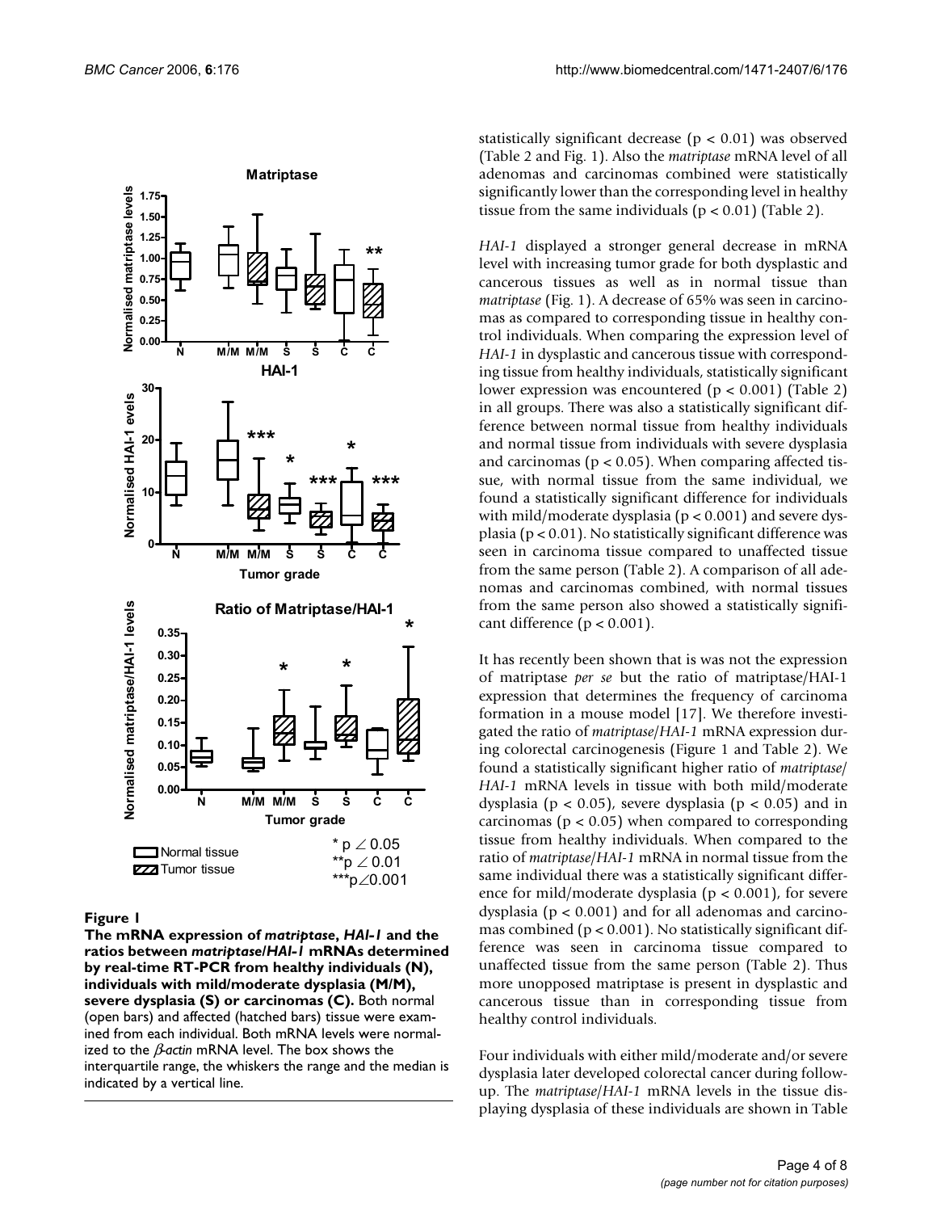**Figure 1**

**The mRNA expression of *matriptase*, *HAI-1* and the ratios between *matriptase*/*HAI-1* mRNAs determined by real-time RT-PCR from healthy individuals (N), individuals with mild/moderate dysplasia (M/M), severe dysplasia (S) or carcinomas (C).** Both normal (open bars) and affected (hatched bars) tissue were examined from each individual. Both mRNA levels were normalized to the *β-actin* mRNA level. The box shows the interquartile range, the whiskers the range and the median is indicated by a vertical line.

statistically significant decrease ($p < 0.01$) was observed (Table 2 and Fig. 1). Also the *matriptase* mRNA level of all adenomas and carcinomas combined were statistically significantly lower than the corresponding level in healthy tissue from the same individuals ($p < 0.01$) (Table 2).

*HAI-1* displayed a stronger general decrease in mRNA level with increasing tumor grade for both dysplastic and cancerous tissues as well as in normal tissue than *matriptase* (Fig. 1). A decrease of 65% was seen in carcinomas as compared to corresponding tissue in healthy control individuals. When comparing the expression level of *HAI-1* in dysplastic and cancerous tissue with corresponding tissue from healthy individuals, statistically significant lower expression was encountered ($p < 0.001$) (Table 2) in all groups. There was also a statistically significant difference between normal tissue from healthy individuals and normal tissue from individuals with severe dysplasia and carcinomas ($p < 0.05$). When comparing affected tissue, with normal tissue from the same individual, we found a statistically significant difference for individuals with mild/moderate dysplasia ($p < 0.001$) and severe dysplasia ($p < 0.01$). No statistically significant difference was seen in carcinoma tissue compared to unaffected tissue from the same person (Table 2). A comparison of all adenomas and carcinomas combined, with normal tissues from the same person also showed a statistically significant difference ($p < 0.001$).

It has recently been shown that is was not the expression of matriptase *per se* but the ratio of matriptase/HAI-1 expression that determines the frequency of carcinoma formation in a mouse model [17]. We therefore investigated the ratio of *matriptase*/*HAI-1* mRNA expression during colorectal carcinogenesis (Figure 1 and Table 2). We found a statistically significant higher ratio of *matriptase*/*HAI-1* mRNA levels in tissue with both mild/moderate dysplasia ($p < 0.05$), severe dysplasia ($p < 0.05$) and in carcinomas ($p < 0.05$) when compared to corresponding tissue from healthy individuals. When compared to the ratio of *matriptase*/*HAI-1* mRNA in normal tissue from the same individual there was a statistically significant difference for mild/moderate dysplasia ($p < 0.001$), for severe dysplasia ($p < 0.001$) and for all adenomas and carcinomas combined ($p < 0.001$). No statistically significant difference was seen in carcinoma tissue compared to unaffected tissue from the same person (Table 2). Thus more unopposed matriptase is present in dysplastic and cancerous tissue than in corresponding tissue from healthy control individuals.

Four individuals with either mild/moderate and/or severe dysplasia later developed colorectal cancer during follow-up. The *matriptase*/*HAI-1* mRNA levels in the tissue displaying dysplasia of these individuals are shown in Table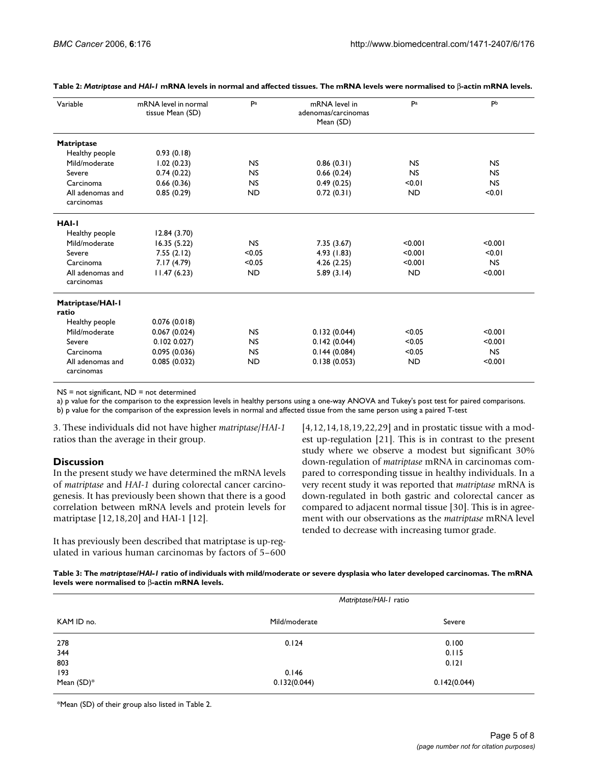**Table 2: *Matriptase* and *HAI-1* mRNA levels in normal and affected tissues. The mRNA levels were normalised to β-actin mRNA levels.**

| Variable | mRNA level in normal tissue Mean (SD) | P[a] | mRNA level in adenomas/carcinomas Mean (SD) | P[a] | P[b] |
|---|---|---|---|---|---|
| **Matriptase** | | | | | |
| Healthy people | 0.93 (0.18) | | | | |
| Mild/moderate | 1.02 (0.23) | NS | 0.86 (0.31) | NS | NS |
| Severe | 0.74 (0.22) | NS | 0.66 (0.24) | NS | NS |
| Carcinoma | 0.66 (0.36) | NS | 0.49 (0.25) | <0.01 | NS |
| All adenomas and carcinomas | 0.85 (0.29) | ND | 0.72 (0.31) | ND | <0.01 |
| **HAI-1** | | | | | |
| Healthy people | 12.84 (3.70) | | | | |
| Mild/moderate | 16.35 (5.22) | NS | 7.35 (3.67) | <0.001 | <0.001 |
| Severe | 7.55 (2.12) | <0.05 | 4.93 (1.83) | <0.001 | <0.01 |
| Carcinoma | 7.17 (4.79) | <0.05 | 4.26 (2.25) | <0.001 | NS |
| All adenomas and carcinomas | 11.47 (6.23) | ND | 5.89 (3.14) | ND | <0.001 |
| **Matriptase/HAI-1 ratio** | | | | | |
| Healthy people | 0.076 (0.018) | | | | |
| Mild/moderate | 0.067 (0.024) | NS | 0.132 (0.044) | <0.05 | <0.001 |
| Severe | 0.102 0.027) | NS | 0.142 (0.044) | <0.05 | <0.001 |
| Carcinoma | 0.095 (0.036) | NS | 0.144 (0.084) | <0.05 | NS |
| All adenomas and carcinomas | 0.085 (0.032) | ND | 0.138 (0.053) | ND | <0.001 |

NS = not significant, ND = not determined

a) p value for the comparison to the expression levels in healthy persons using a one-way ANOVA and Tukey's post test for paired comparisons.

b) p value for the comparison of the expression levels in normal and affected tissue from the same person using a paired T-test

3. These individuals did not have higher *matriptase*/*HAI-1* ratios than the average in their group.

## Discussion

In the present study we have determined the mRNA levels of *matriptase* and *HAI-1* during colorectal cancer carcinogenesis. It has previously been shown that there is a good correlation between mRNA levels and protein levels for matriptase [12,18,20] and HAI-1 [12].

It has previously been described that matriptase is up-regulated in various human carcinomas by factors of 5–600 [4,12,14,18,19,22,29] and in prostatic tissue with a modest up-regulation [21]. This is in contrast to the present study where we observe a modest but significant 30% down-regulation of *matriptase* mRNA in carcinomas compared to corresponding tissue in healthy individuals. In a very recent study it was reported that *matriptase* mRNA is down-regulated in both gastric and colorectal cancer as compared to adjacent normal tissue [30]. This is in agreement with our observations as the *matriptase* mRNA level tended to decrease with increasing tumor grade.

**Table 3: The *matriptase*/*HAI-1* ratio of individuals with mild/moderate or severe dysplasia who later developed carcinomas. The mRNA levels were normalised to β-actin mRNA levels.**

| | *Matriptase*/*HAI-1* ratio | |
|---|---|---|
| KAM ID no. | Mild/moderate | Severe |
| 278 | 0.124 | 0.100 |
| 344 | | 0.115 |
| 803 | | 0.121 |
| 193 | 0.146 | |
| Mean (SD)* | 0.132(0.044) | 0.142(0.044) |

*Mean (SD) of their group also listed in Table 2.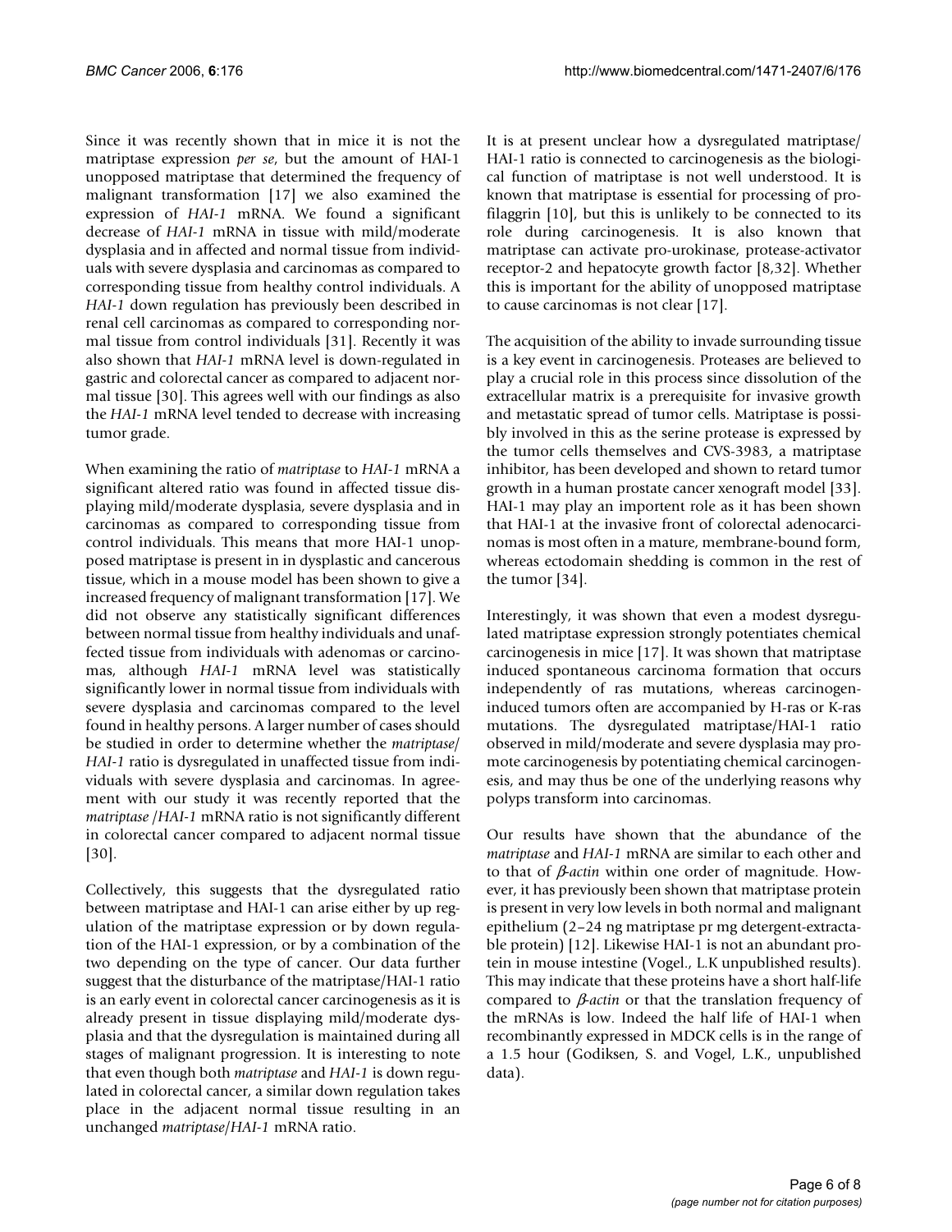Since it was recently shown that in mice it is not the matriptase expression *per se*, but the amount of HAI-1 unopposed matriptase that determined the frequency of malignant transformation [17] we also examined the expression of *HAI-1* mRNA. We found a significant decrease of *HAI-1* mRNA in tissue with mild/moderate dysplasia and in affected and normal tissue from individuals with severe dysplasia and carcinomas as compared to corresponding tissue from healthy control individuals. A *HAI-1* down regulation has previously been described in renal cell carcinomas as compared to corresponding normal tissue from control individuals [31]. Recently it was also shown that *HAI-1* mRNA level is down-regulated in gastric and colorectal cancer as compared to adjacent normal tissue [30]. This agrees well with our findings as also the *HAI-1* mRNA level tended to decrease with increasing tumor grade.

When examining the ratio of *matriptase* to *HAI-1* mRNA a significant altered ratio was found in affected tissue displaying mild/moderate dysplasia, severe dysplasia and in carcinomas as compared to corresponding tissue from control individuals. This means that more HAI-1 unopposed matriptase is present in in dysplastic and cancerous tissue, which in a mouse model has been shown to give a increased frequency of malignant transformation [17]. We did not observe any statistically significant differences between normal tissue from healthy individuals and unaffected tissue from individuals with adenomas or carcinomas, although *HAI-1* mRNA level was statistically significantly lower in normal tissue from individuals with severe dysplasia and carcinomas compared to the level found in healthy persons. A larger number of cases should be studied in order to determine whether the *matriptase*/*HAI-1* ratio is dysregulated in unaffected tissue from individuals with severe dysplasia and carcinomas. In agreement with our study it was recently reported that the *matriptase* /*HAI-1* mRNA ratio is not significantly different in colorectal cancer compared to adjacent normal tissue [30].

Collectively, this suggests that the dysregulated ratio between matriptase and HAI-1 can arise either by up regulation of the matriptase expression or by down regulation of the HAI-1 expression, or by a combination of the two depending on the type of cancer. Our data further suggest that the disturbance of the matriptase/HAI-1 ratio is an early event in colorectal cancer carcinogenesis as it is already present in tissue displaying mild/moderate dysplasia and that the dysregulation is maintained during all stages of malignant progression. It is interesting to note that even though both *matriptase* and *HAI-1* is down regulated in colorectal cancer, a similar down regulation takes place in the adjacent normal tissue resulting in an unchanged *matriptase*/*HAI-1* mRNA ratio.

It is at present unclear how a dysregulated matriptase/HAI-1 ratio is connected to carcinogenesis as the biological function of matriptase is not well understood. It is known that matriptase is essential for processing of profilaggrin [10], but this is unlikely to be connected to its role during carcinogenesis. It is also known that matriptase can activate pro-urokinase, protease-activator receptor-2 and hepatocyte growth factor [8,32]. Whether this is important for the ability of unopposed matriptase to cause carcinomas is not clear [17].

The acquisition of the ability to invade surrounding tissue is a key event in carcinogenesis. Proteases are believed to play a crucial role in this process since dissolution of the extracellular matrix is a prerequisite for invasive growth and metastatic spread of tumor cells. Matriptase is possibly involved in this as the serine protease is expressed by the tumor cells themselves and CVS-3983, a matriptase inhibitor, has been developed and shown to retard tumor growth in a human prostate cancer xenograft model [33]. HAI-1 may play an importent role as it has been shown that HAI-1 at the invasive front of colorectal adenocarcinomas is most often in a mature, membrane-bound form, whereas ectodomain shedding is common in the rest of the tumor [34].

Interestingly, it was shown that even a modest dysregulated matriptase expression strongly potentiates chemical carcinogenesis in mice [17]. It was shown that matriptase induced spontaneous carcinoma formation that occurs independently of ras mutations, whereas carcinogen-induced tumors often are accompanied by H-ras or K-ras mutations. The dysregulated matriptase/HAI-1 ratio observed in mild/moderate and severe dysplasia may promote carcinogenesis by potentiating chemical carcinogenesis, and may thus be one of the underlying reasons why polyps transform into carcinomas.

Our results have shown that the abundance of the *matriptase* and *HAI-1* mRNA are similar to each other and to that of *β-actin* within one order of magnitude. However, it has previously been shown that matriptase protein is present in very low levels in both normal and malignant epithelium (2–24 ng matriptase pr mg detergent-extractable protein) [12]. Likewise HAI-1 is not an abundant protein in mouse intestine (Vogel., L.K unpublished results). This may indicate that these proteins have a short half-life compared to *β-actin* or that the translation frequency of the mRNAs is low. Indeed the half life of HAI-1 when recombinantly expressed in MDCK cells is in the range of a 1.5 hour (Godiksen, S. and Vogel, L.K., unpublished data).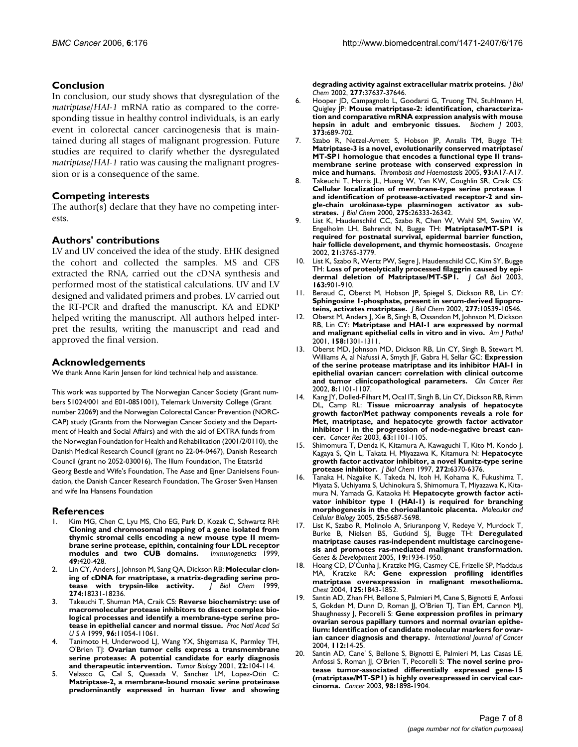## Conclusion

In conclusion, our study shows that dysregulation of the *matriptase*/*HAI-1* mRNA ratio as compared to the corresponding tissue in healthy control individuals, is an early event in colorectal cancer carcinogenesis that is maintained during all stages of malignant progression. Future studies are required to clarify whether the dysregulated *matriptase*/*HAI-1* ratio was causing the malignant progression or is a consequence of the same.

## Competing interests

The author(s) declare that they have no competing interests.

## Authors' contributions

LV and UV conceived the idea of the study. EHK designed the cohort and collected the samples. MS and CFS extracted the RNA, carried out the cDNA synthesis and performed most of the statistical calculations. UV and LV designed and validated primers and probes. LV carried out the RT-PCR and drafted the manuscript. KA and EDKP helped writing the manuscript. All authors helped interpret the results, writing the manuscript and read and approved the final version.

## Acknowledgements

We thank Anne Karin Jensen for kind technical help and assistance.

This work was supported by The Norwegian Cancer Society (Grant numbers 51024/001 and E01-0851001), Telemark University College (Grant number 22069) and the Norwegian Colorectal Cancer Prevention (NORCCAP) study (Grants from the Norwegian Cancer Society and the Department of Health and Social Affairs) and with the aid of EXTRA funds from the Norwegian Foundation for Health and Rehabilitation (2001/2/0110), the Danish Medical Research Council (grant no 22-04-0467), Danish Research Council (grant no 2052-030016), The Illum Foundation, The Etatsråd Georg Bestle and Wife's Foundation, The Aase and Ejner Danielsens Foundation, the Danish Cancer Research Foundation, The Groser Sven Hansen and wife Ina Hansens Foundation

## References

1. Kim MG, Chen C, Lyu MS, Cho EG, Park D, Kozak C, Schwartz RH: **Cloning and chromosomal mapping of a gene isolated from thymic stromal cells encoding a new mouse type II membrane serine protease, epithin, containing four LDL receptor modules and two CUB domains.** *Immunogenetics* 1999, **49:**420-428.
2. Lin CY, Anders J, Johnson M, Sang QA, Dickson RB: **Molecular cloning of cDNA for matriptase, a matrix-degrading serine protease with trypsin-like activity.** *J Biol Chem* 1999, **274:**18231-18236.
3. Takeuchi T, Shuman MA, Craik CS: **Reverse biochemistry: use of macromolecular protease inhibitors to dissect complex biological processes and identify a membrane-type serine protease in epithelial cancer and normal tissue.** *Proc Natl Acad Sci U S A* 1999, **96:**11054-11061.
4. Tanimoto H, Underwood LJ, Wang YX, Shigemasa K, Parmley TH, O'Brien TJ: **Ovarian tumor cells express a transmembrane serine protease: A potential candidate for early diagnosis and therapeutic intervention.** *Tumor Biology* 2001, **22:**104-114.
5. Velasco G, Cal S, Quesada V, Sanchez LM, Lopez-Otin C: **Matriptase-2, a membrane-bound mosaic serine proteinase predominantly expressed in human liver and showing degrading activity against extracellular matrix proteins.** *J Biol Chem* 2002, **277:**37637-37646.
6. Hooper JD, Campagnolo L, Goodarzi G, Truong TN, Stuhlmann H, Quigley JP: **Mouse matriptase-2: identification, characterization and comparative mRNA expression analysis with mouse hepsin in adult and embryonic tissues.** *Biochem J* 2003, **373:**689-702.
7. Szabo R, Netzel-Arnett S, Hobson JP, Antalis TM, Bugge TH: **Matriptase-3 is a novel, evolutionarily conserved matriptase/MT-SP1 homologue that encodes a functional type II transmembrane serine protease with conserved expression in mice and humans.** *Thrombosis and Haemostasis* 2005, **93:**A17-A17.
8. Takeuchi T, Harris JL, Huang W, Yan KW, Coughlin SR, Craik CS: **Cellular localization of membrane-type serine protease 1 and identification of protease-activated receptor-2 and single-chain urokinase-type plasminogen activator as substrates.** *J Biol Chem* 2000, **275:**26333-26342.
9. List K, Haudenschild CC, Szabo R, Chen W, Wahl SM, Swaim W, Engelholm LH, Behrendt N, Bugge TH: **Matriptase/MT-SP1 is required for postnatal survival, epidermal barrier function, hair follicle development, and thymic homeostasis.** *Oncogene* 2002, **21:**3765-3779.
10. List K, Szabo R, Wertz PW, Segre J, Haudenschild CC, Kim SY, Bugge TH: **Loss of proteolytically processed filaggrin caused by epidermal deletion of Matriptase/MT-SP1.** *J Cell Biol* 2003, **163:**901-910.
11. Benaud C, Oberst M, Hobson JP, Spiegel S, Dickson RB, Lin CY: **Sphingosine 1-phosphate, present in serum-derived lipoproteins, activates matriptase.** *J Biol Chem* 2002, **277:**10539-10546.
12. Oberst M, Anders J, Xie B, Singh B, Ossandon M, Johnson M, Dickson RB, Lin CY: **Matriptase and HAI-1 are expressed by normal and malignant epithelial cells in vitro and in vivo.** *Am J Pathol* 2001, **158:**1301-1311.
13. Oberst MD, Johnson MD, Dickson RB, Lin CY, Singh B, Stewart M, Williams A, al Nafussi A, Smyth JF, Gabra H, Sellar GC: **Expression of the serine protease matriptase and its inhibitor HAI-1 in epithelial ovarian cancer: correlation with clinical outcome and tumor clinicopathological parameters.** *Clin Cancer Res* 2002, **8:**1101-1107.
14. Kang JY, Dolled-Filhart M, Ocal IT, Singh B, Lin CY, Dickson RB, Rimm DL, Camp RL: **Tissue microarray analysis of hepatocyte growth factor/Met pathway components reveals a role for Met, matriptase, and hepatocyte growth factor activator inhibitor 1 in the progression of node-negative breast cancer.** *Cancer Res* 2003, **63:**1101-1105.
15. Shimomura T, Denda K, Kitamura A, Kawaguchi T, Kito M, Kondo J, Kagaya S, Qin L, Takata H, Miyazawa K, Kitamura N: **Hepatocyte growth factor activator inhibitor, a novel Kunitz-type serine protease inhibitor.** *J Biol Chem* 1997, **272:**6370-6376.
16. Tanaka H, Nagaike K, Takeda N, Itoh H, Kohama K, Fukushima T, Miyata S, Uchiyama S, Uchinokura S, Shimomura T, Miyazawa K, Kitamura N, Yamada G, Kataoka H: **Hepatocyte growth factor activator inhibitor type 1 (HAI-1) is required for branching morphogenesis in the chorioallantoic placenta.** *Molecular and Cellular Biology* 2005, **25:**5687-5698.
17. List K, Szabo R, Molinolo A, Sriuranpong V, Redeye V, Murdock T, Burke B, Nielsen BS, Gutkind SJ, Bugge TH: **Deregulated matriptase causes ras-independent multistage carcinogenesis and promotes ras-mediated malignant transformation.** *Genes & Development* 2005, **19:**1934-1950.
18. Hoang CD, D'Cunha J, Kratzke MG, Casmey CE, Frizelle SP, Maddaus MA, Kratzke RA: **Gene expression profiling identifies matriptase overexpression in malignant mesothelioma.** *Chest* 2004, **125:**1843-1852.
19. Santin AD, Zhan FH, Bellone S, Palmieri M, Cane S, Bignotti E, Anfossi S, Gokden M, Dunn D, Roman JJ, O'Brien TJ, Tian EM, Cannon MJ, Shaughnessy J, Pecorelli S: **Gene expression profiles in primary ovarian serous papillary tumors and normal ovarian epithelium: Identification of candidate molecular markers for ovarian cancer diagnosis and therapy.** *International Journal of Cancer* 2004, **112:**14-25.
20. Santin AD, Cane' S, Bellone S, Bignotti E, Palmieri M, Las Casas LE, Anfossi S, Roman JJ, O'Brien T, Pecorelli S: **The novel serine protease tumor-associated differentially expressed gene-15 (matriptase/MT-SP1) is highly overexpressed in cervical carcinoma.** *Cancer* 2003, **98:**1898-1904.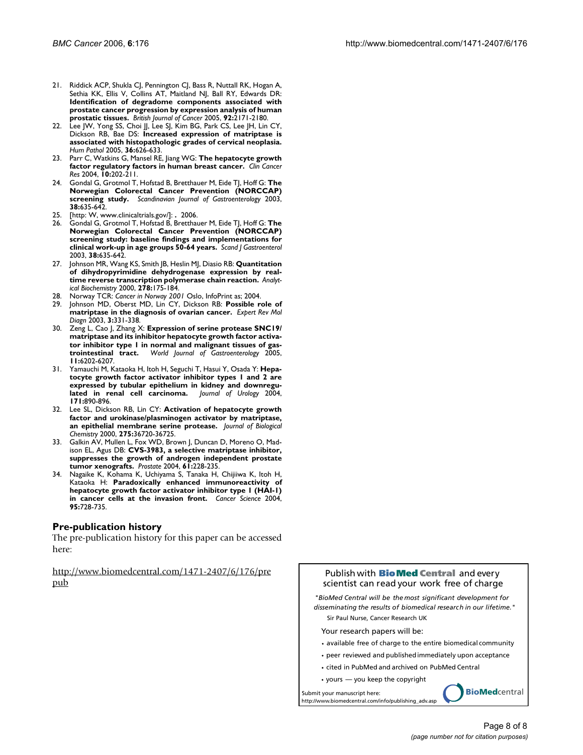21. Riddick ACP, Shukla CJ, Pennington CJ, Bass R, Nuttall RK, Hogan A, Sethia KK, Ellis V, Collins AT, Maitland NJ, Ball RY, Edwards DR: **Identification of degradome components associated with prostate cancer progression by expression analysis of human prostatic tissues.** *British Journal of Cancer* 2005, **92:**2171-2180.
22. Lee JW, Yong SS, Choi JJ, Lee SJ, Kim BG, Park CS, Lee JH, Lin CY, Dickson RB, Bae DS: **Increased expression of matriptase is associated with histopathologic grades of cervical neoplasia.** *Hum Pathol* 2005, **36:**626-633.
23. Parr C, Watkins G, Mansel RE, Jiang WG: **The hepatocyte growth factor regulatory factors in human breast cancer.** *Clin Cancer Res* 2004, **10:**202-211.
24. Gondal G, Grotmol T, Hofstad B, Bretthauer M, Eide TJ, Hoff G: **The Norwegian Colorectal Cancer Prevention (NORCCAP) screening study.** *Scandinavian Journal of Gastroenterology* 2003, **38:**635-642.
25. [http: W, www.clinicaltrials.gov/]: **.** 2006.
26. Gondal G, Grotmol T, Hofstad B, Bretthauer M, Eide TJ, Hoff G: **The Norwegian Colorectal Cancer Prevention (NORCCAP) screening study: baseline findings and implementations for clinical work-up in age groups 50-64 years.** *Scand J Gastroenterol* 2003, **38:**635-642.
27. Johnson MR, Wang KS, Smith JB, Heslin MJ, Diasio RB: **Quantitation of dihydropyrimidine dehydrogenase expression by real-time reverse transcription polymerase chain reaction.** *Analytical Biochemistry* 2000, **278:**175-184.
28. Norway TCR: *Cancer in Norway 2001* Oslo, InfoPrint as; 2004.
29. Johnson MD, Oberst MD, Lin CY, Dickson RB: **Possible role of matriptase in the diagnosis of ovarian cancer.** *Expert Rev Mol Diagn* 2003, **3:**331-338.
30. Zeng L, Cao J, Zhang X: **Expression of serine protease SNC19/matriptase and its inhibitor hepatocyte growth factor activator inhibitor type 1 in normal and malignant tissues of gastrointestinal tract.** *World Journal of Gastroenterology* 2005, **11:**6202-6207.
31. Yamauchi M, Kataoka H, Itoh H, Seguchi T, Hasui Y, Osada Y: **Hepatocyte growth factor activator inhibitor types 1 and 2 are expressed by tubular epithelium in kidney and downregulated in renal cell carcinoma.** *Journal of Urology* 2004, **171:**890-896.
32. Lee SL, Dickson RB, Lin CY: **Activation of hepatocyte growth factor and urokinase/plasminogen activator by matriptase, an epithelial membrane serine protease.** *Journal of Biological Chemistry* 2000, **275:**36720-36725.
33. Galkin AV, Mullen L, Fox WD, Brown J, Duncan D, Moreno O, Madison EL, Agus DB: **CVS-3983, a selective matriptase inhibitor, suppresses the growth of androgen independent prostate tumor xenografts.** *Prostate* 2004, **61:**228-235.
34. Nagaike K, Kohama K, Uchiyama S, Tanaka H, Chijiiwa K, Itoh H, Kataoka H: **Paradoxically enhanced immunoreactivity of hepatocyte growth factor activator inhibitor type 1 (HAI-1) in cancer cells at the invasion front.** *Cancer Science* 2004, **95:**728-735.

## Pre-publication history

The pre-publication history for this paper can be accessed here:

http://www.biomedcentral.com/1471-2407/6/176/prepub

Publish with **BioMed Central** and every scientist can read your work free of charge

*"BioMed Central will be the most significant development for disseminating the results of biomedical research in our lifetime."*
Sir Paul Nurse, Cancer Research UK

Your research papers will be:

- available free of charge to the entire biomedical community
- peer reviewed and published immediately upon acceptance
- cited in PubMed and archived on PubMed Central
- yours — you keep the copyright

Submit your manuscript here:
http://www.biomedcentral.com/info/publishing_adv.asp

BioMedcentral